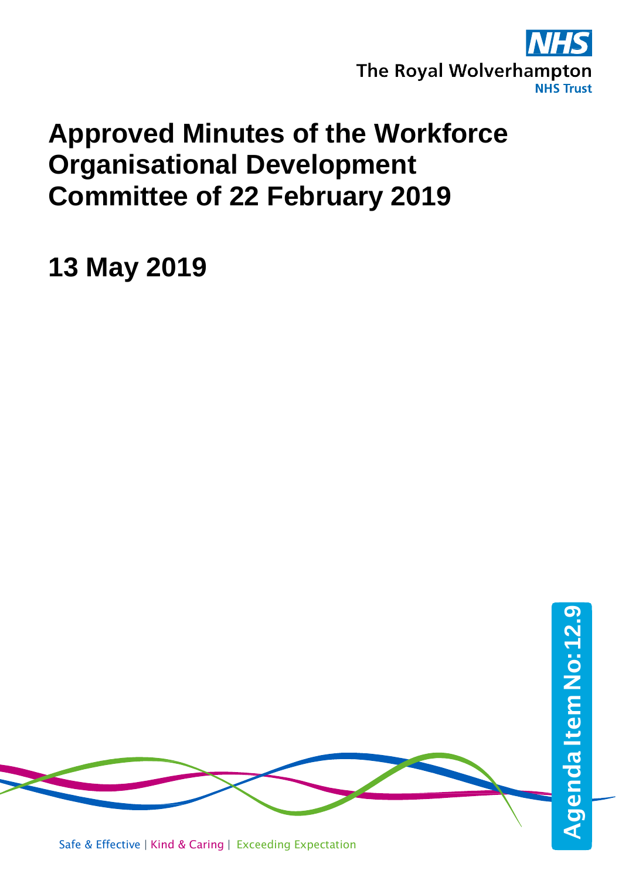The Royal Wolverhampton NHS Trust

# Approved Minutes of the Workforce Organisational Development Committee of 22 February 2019

## 13 May 2019

Agenda Item No: 12.9

Safe & Effective | Kind & Caring | Exceeding Expectation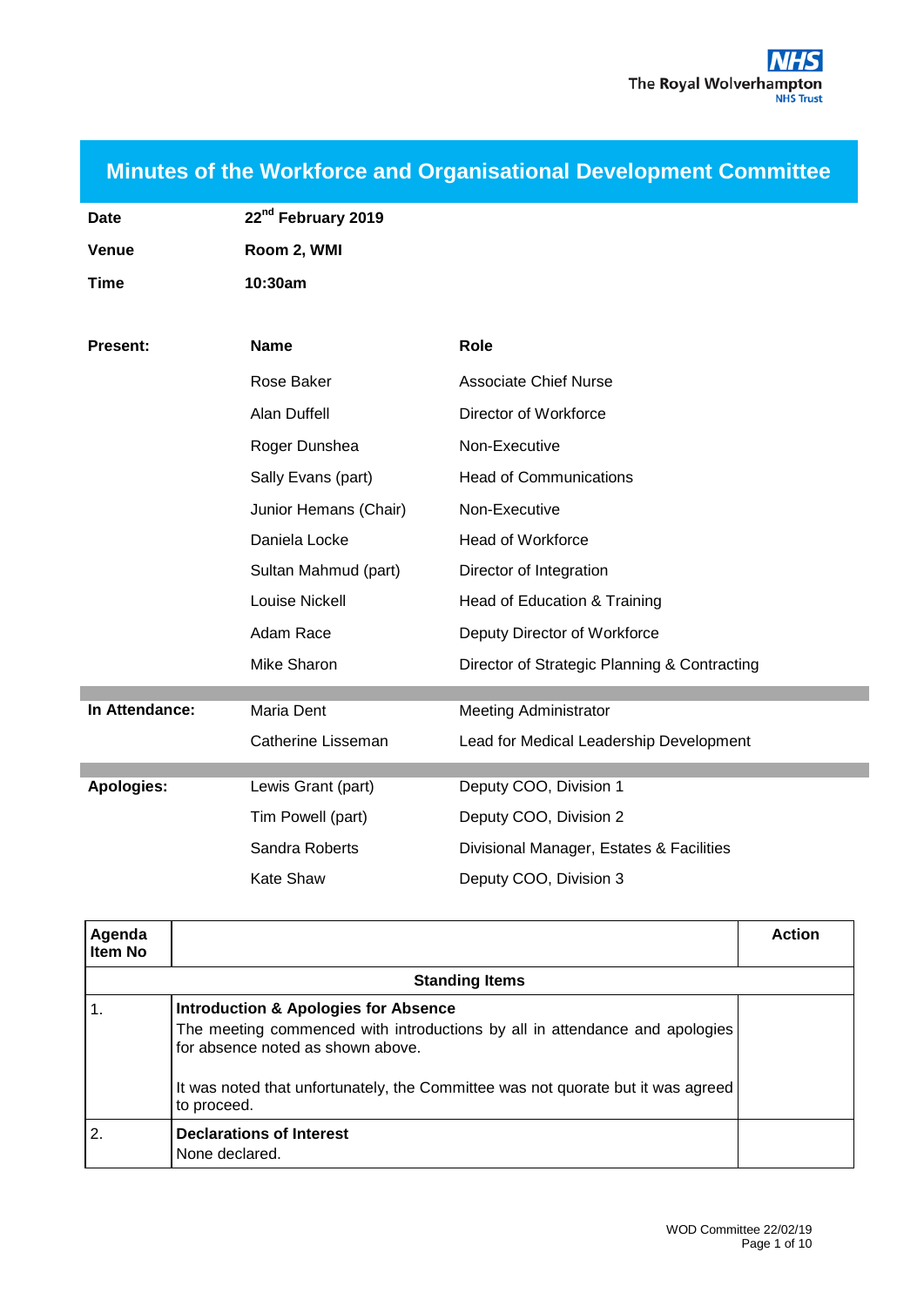# Minutes of the Workforce and Organisational Development Committee

| | |
|---|---|
| **Date** | **22nd February 2019** |
| **Venue** | **Room 2, WMI** |
| **Time** | **10:30am** |

| | Name | Role |
|---|---|---|
| **Present:** | Rose Baker | Associate Chief Nurse |
| | Alan Duffell | Director of Workforce |
| | Roger Dunshea | Non-Executive |
| | Sally Evans (part) | Head of Communications |
| | Junior Hemans (Chair) | Non-Executive |
| | Daniela Locke | Head of Workforce |
| | Sultan Mahmud (part) | Director of Integration |
| | Louise Nickell | Head of Education & Training |
| | Adam Race | Deputy Director of Workforce |
| | Mike Sharon | Director of Strategic Planning & Contracting |
| **In Attendance:** | Maria Dent | Meeting Administrator |
| | Catherine Lisseman | Lead for Medical Leadership Development |
| **Apologies:** | Lewis Grant (part) | Deputy COO, Division 1 |
| | Tim Powell (part) | Deputy COO, Division 2 |
| | Sandra Roberts | Divisional Manager, Estates & Facilities |
| | Kate Shaw | Deputy COO, Division 3 |

| Agenda Item No | | Action |
|---|---|---|
| | **Standing Items** | |
| 1. | **Introduction & Apologies for Absence**<br>The meeting commenced with introductions by all in attendance and apologies for absence noted as shown above.<br><br>It was noted that unfortunately, the Committee was not quorate but it was agreed to proceed. | |
| 2. | **Declarations of Interest**<br>None declared. | |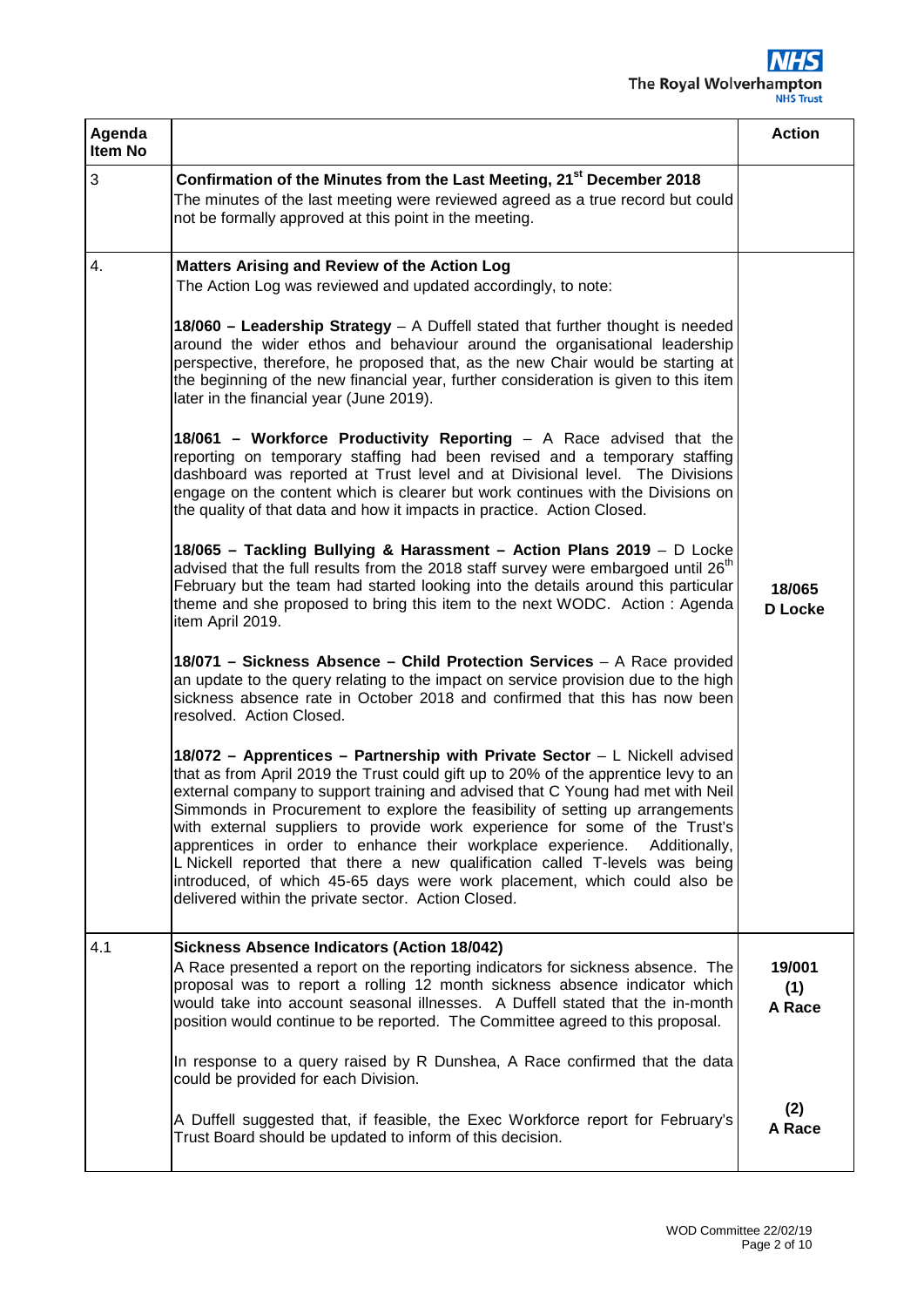| Agenda Item No | | Action |
|---|---|---|
| 3 | **Confirmation of the Minutes from the Last Meeting, 21st December 2018**<br>The minutes of the last meeting were reviewed agreed as a true record but could not be formally approved at this point in the meeting. | |
| 4. | **Matters Arising and Review of the Action Log**<br>The Action Log was reviewed and updated accordingly, to note:<br><br>**18/060 – Leadership Strategy** – A Duffell stated that further thought is needed around the wider ethos and behaviour around the organisational leadership perspective, therefore, he proposed that, as the new Chair would be starting at the beginning of the new financial year, further consideration is given to this item later in the financial year (June 2019).<br><br>**18/061 – Workforce Productivity Reporting** – A Race advised that the reporting on temporary staffing had been revised and a temporary staffing dashboard was reported at Trust level and at Divisional level. The Divisions engage on the content which is clearer but work continues with the Divisions on the quality of that data and how it impacts in practice. Action Closed.<br><br>**18/065 – Tackling Bullying & Harassment – Action Plans 2019** – D Locke advised that the full results from the 2018 staff survey were embargoed until 26th February but the team had started looking into the details around this particular theme and she proposed to bring this item to the next WODC. Action : Agenda item April 2019.<br><br>**18/071 – Sickness Absence – Child Protection Services** – A Race provided an update to the query relating to the impact on service provision due to the high sickness absence rate in October 2018 and confirmed that this has now been resolved. Action Closed.<br><br>**18/072 – Apprentices – Partnership with Private Sector** – L Nickell advised that as from April 2019 the Trust could gift up to 20% of the apprentice levy to an external company to support training and advised that C Young had met with Neil Simmonds in Procurement to explore the feasibility of setting up arrangements with external suppliers to provide work experience for some of the Trust's apprentices in order to enhance their workplace experience. Additionally, L Nickell reported that there a new qualification called T-levels was being introduced, of which 45-65 days were work placement, which could also be delivered within the private sector. Action Closed. | **18/065**<br>**D Locke** |
| 4.1 | **Sickness Absence Indicators (Action 18/042)**<br>A Race presented a report on the reporting indicators for sickness absence. The proposal was to report a rolling 12 month sickness absence indicator which would take into account seasonal illnesses. A Duffell stated that the in-month position would continue to be reported. The Committee agreed to this proposal.<br><br>In response to a query raised by R Dunshea, A Race confirmed that the data could be provided for each Division.<br><br>A Duffell suggested that, if feasible, the Exec Workforce report for February's Trust Board should be updated to inform of this decision. | **19/001**<br>**(1)**<br>**A Race**<br><br>**(2)**<br>**A Race** |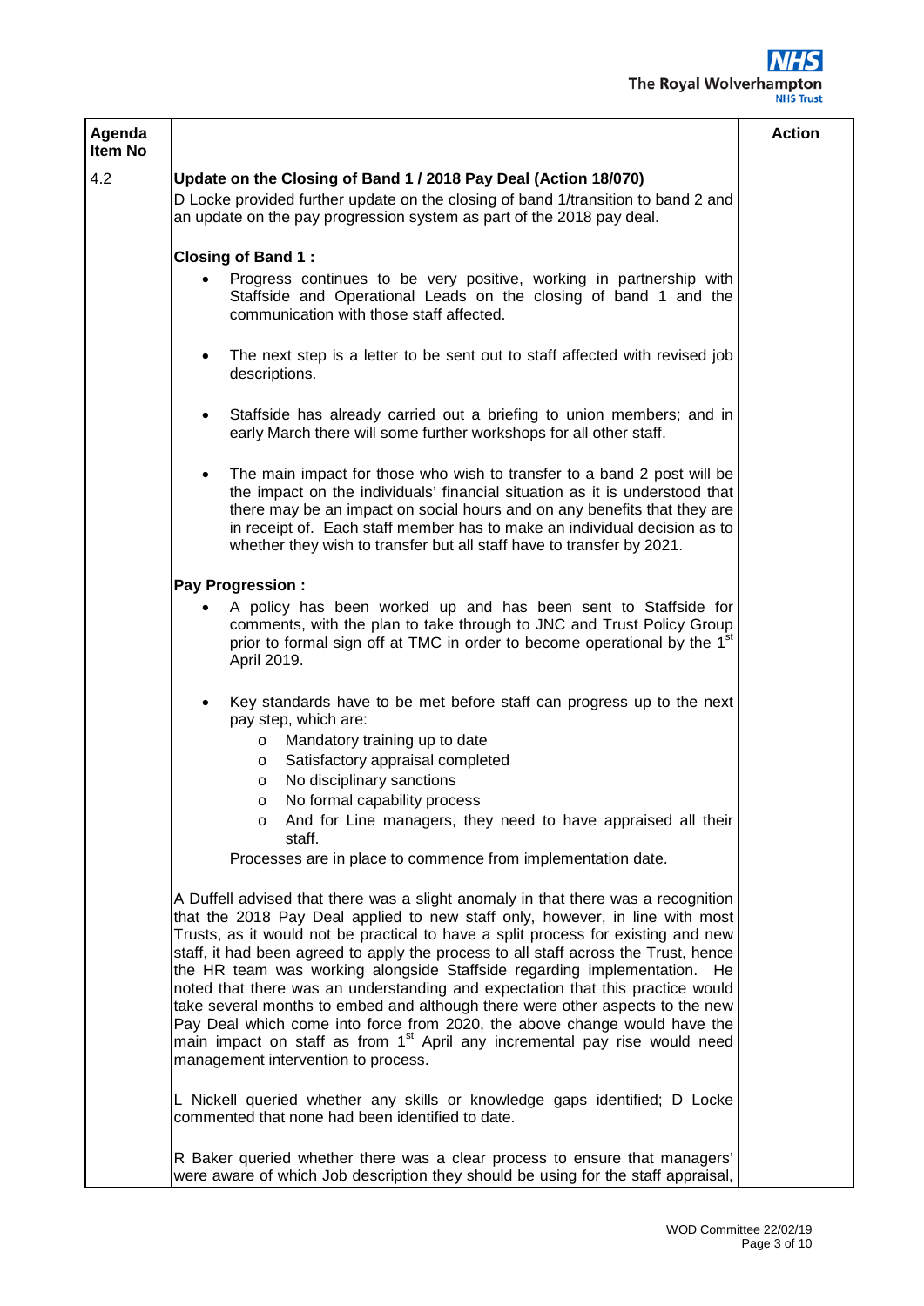| Agenda Item No | | Action |
|---|---|---|
| 4.2 | **Update on the Closing of Band 1 / 2018 Pay Deal (Action 18/070)**<br>D Locke provided further update on the closing of band 1/transition to band 2 and an update on the pay progression system as part of the 2018 pay deal.<br><br>**Closing of Band 1 :**<br>• Progress continues to be very positive, working in partnership with Staffside and Operational Leads on the closing of band 1 and the communication with those staff affected.<br>• The next step is a letter to be sent out to staff affected with revised job descriptions.<br>• Staffside has already carried out a briefing to union members; and in early March there will some further workshops for all other staff.<br>• The main impact for those who wish to transfer to a band 2 post will be the impact on the individuals' financial situation as it is understood that there may be an impact on social hours and on any benefits that they are in receipt of. Each staff member has to make an individual decision as to whether they wish to transfer but all staff have to transfer by 2021.<br><br>**Pay Progression :**<br>• A policy has been worked up and has been sent to Staffside for comments, with the plan to take through to JNC and Trust Policy Group prior to formal sign off at TMC in order to become operational by the 1st April 2019.<br>• Key standards have to be met before staff can progress up to the next pay step, which are:<br>&nbsp;&nbsp;o Mandatory training up to date<br>&nbsp;&nbsp;o Satisfactory appraisal completed<br>&nbsp;&nbsp;o No disciplinary sanctions<br>&nbsp;&nbsp;o No formal capability process<br>&nbsp;&nbsp;o And for Line managers, they need to have appraised all their staff.<br>Processes are in place to commence from implementation date.<br><br>A Duffell advised that there was a slight anomaly in that there was a recognition that the 2018 Pay Deal applied to new staff only, however, in line with most Trusts, as it would not be practical to have a split process for existing and new staff, it had been agreed to apply the process to all staff across the Trust, hence the HR team was working alongside Staffside regarding implementation. He noted that there was an understanding and expectation that this practice would take several months to embed and although there were other aspects to the new Pay Deal which come into force from 2020, the above change would have the main impact on staff as from 1st April any incremental pay rise would need management intervention to process.<br><br>L Nickell queried whether any skills or knowledge gaps identified; D Locke commented that none had been identified to date.<br><br>R Baker queried whether there was a clear process to ensure that managers' were aware of which Job description they should be using for the staff appraisal, | |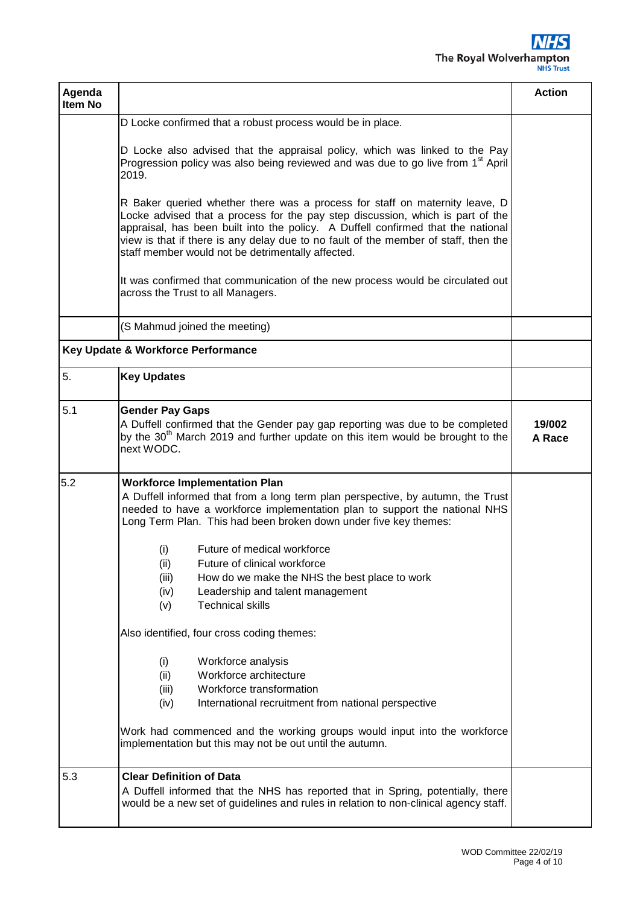| Agenda Item No | | Action |
|---|---|---|
| | D Locke confirmed that a robust process would be in place.<br><br>D Locke also advised that the appraisal policy, which was linked to the Pay Progression policy was also being reviewed and was due to go live from 1st April 2019.<br><br>R Baker queried whether there was a process for staff on maternity leave, D Locke advised that a process for the pay step discussion, which is part of the appraisal, has been built into the policy. A Duffell confirmed that the national view is that if there is any delay due to no fault of the member of staff, then the staff member would not be detrimentally affected.<br><br>It was confirmed that communication of the new process would be circulated out across the Trust to all Managers. | |
| | (S Mahmud joined the meeting) | |
| **Key Update & Workforce Performance** | | |
| 5. | **Key Updates** | |
| 5.1 | **Gender Pay Gaps**<br>A Duffell confirmed that the Gender pay gap reporting was due to be completed by the 30th March 2019 and further update on this item would be brought to the next WODC. | **19/002 A Race** |
| 5.2 | **Workforce Implementation Plan**<br>A Duffell informed that from a long term plan perspective, by autumn, the Trust needed to have a workforce implementation plan to support the national NHS Long Term Plan. This had been broken down under five key themes:<br><br>(i) Future of medical workforce<br>(ii) Future of clinical workforce<br>(iii) How do we make the NHS the best place to work<br>(iv) Leadership and talent management<br>(v) Technical skills<br><br>Also identified, four cross coding themes:<br><br>(i) Workforce analysis<br>(ii) Workforce architecture<br>(iii) Workforce transformation<br>(iv) International recruitment from national perspective<br><br>Work had commenced and the working groups would input into the workforce implementation but this may not be out until the autumn. | |
| 5.3 | **Clear Definition of Data**<br>A Duffell informed that the NHS has reported that in Spring, potentially, there would be a new set of guidelines and rules in relation to non-clinical agency staff. | |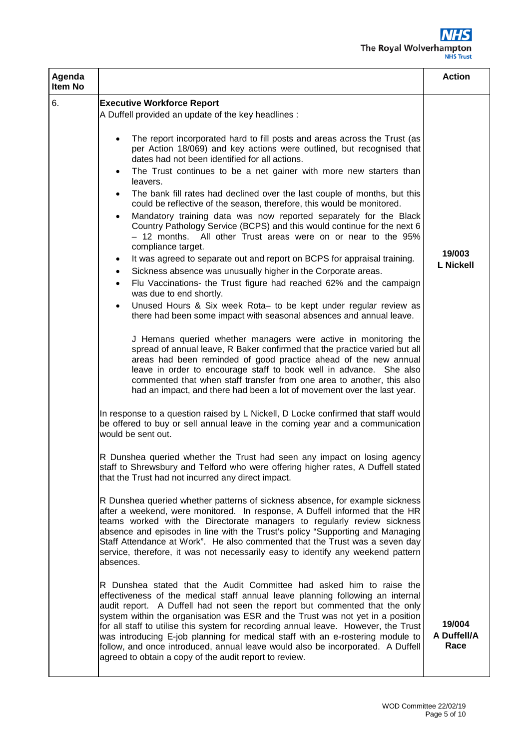| Agenda Item No | | Action |
|---|---|---|
| 6. | **Executive Workforce Report**<br>A Duffell provided an update of the key headlines :<br><br>• The report incorporated hard to fill posts and areas across the Trust (as per Action 18/069) and key actions were outlined, but recognised that dates had not been identified for all actions.<br>• The Trust continues to be a net gainer with more new starters than leavers.<br>• The bank fill rates had declined over the last couple of months, but this could be reflective of the season, therefore, this would be monitored.<br>• Mandatory training data was now reported separately for the Black Country Pathology Service (BCPS) and this would continue for the next 6 – 12 months. All other Trust areas were on or near to the 95% compliance target.<br>• It was agreed to separate out and report on BCPS for appraisal training.<br>• Sickness absence was unusually higher in the Corporate areas.<br>• Flu Vaccinations- the Trust figure had reached 62% and the campaign was due to end shortly.<br>• Unused Hours & Six week Rota– to be kept under regular review as there had been some impact with seasonal absences and annual leave.<br><br>J Hemans queried whether managers were active in monitoring the spread of annual leave, R Baker confirmed that the practice varied but all areas had been reminded of good practice ahead of the new annual leave in order to encourage staff to book well in advance. She also commented that when staff transfer from one area to another, this also had an impact, and there had been a lot of movement over the last year. | **19/003**<br>**L Nickell** |
| | In response to a question raised by L Nickell, D Locke confirmed that staff would be offered to buy or sell annual leave in the coming year and a communication would be sent out.<br><br>R Dunshea queried whether the Trust had seen any impact on losing agency staff to Shrewsbury and Telford who were offering higher rates, A Duffell stated that the Trust had not incurred any direct impact.<br><br>R Dunshea queried whether patterns of sickness absence, for example sickness after a weekend, were monitored. In response, A Duffell informed that the HR teams worked with the Directorate managers to regularly review sickness absence and episodes in line with the Trust's policy "Supporting and Managing Staff Attendance at Work". He also commented that the Trust was a seven day service, therefore, it was not necessarily easy to identify any weekend pattern absences.<br><br>R Dunshea stated that the Audit Committee had asked him to raise the effectiveness of the medical staff annual leave planning following an internal audit report. A Duffell had not seen the report but commented that the only system within the organisation was ESR and the Trust was not yet in a position for all staff to utilise this system for recording annual leave. However, the Trust was introducing E-job planning for medical staff with an e-rostering module to follow, and once introduced, annual leave would also be incorporated. A Duffell agreed to obtain a copy of the audit report to review. | **19/004**<br>**A Duffell/A Race** |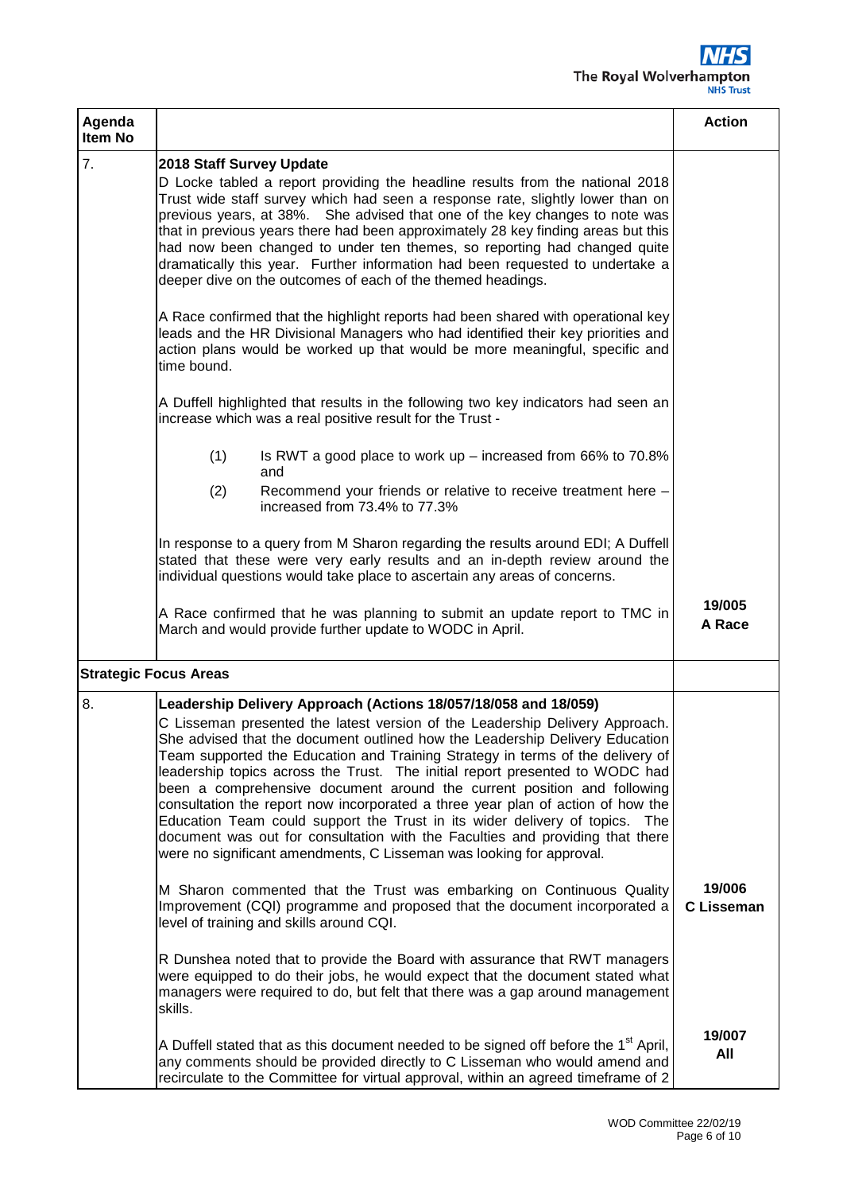| Agenda Item No | | Action |
|---|---|---|
| 7. | **2018 Staff Survey Update**<br>D Locke tabled a report providing the headline results from the national 2018 Trust wide staff survey which had seen a response rate, slightly lower than on previous years, at 38%. She advised that one of the key changes to note was that in previous years there had been approximately 28 key finding areas but this had now been changed to under ten themes, so reporting had changed quite dramatically this year. Further information had been requested to undertake a deeper dive on the outcomes of each of the themed headings.<br><br>A Race confirmed that the highlight reports had been shared with operational key leads and the HR Divisional Managers who had identified their key priorities and action plans would be worked up that would be more meaningful, specific and time bound.<br><br>A Duffell highlighted that results in the following two key indicators had seen an increase which was a real positive result for the Trust -<br><br>(1) Is RWT a good place to work up – increased from 66% to 70.8% and<br>(2) Recommend your friends or relative to receive treatment here – increased from 73.4% to 77.3%<br><br>In response to a query from M Sharon regarding the results around EDI; A Duffell stated that these were very early results and an in-depth review around the individual questions would take place to ascertain any areas of concerns.<br><br>A Race confirmed that he was planning to submit an update report to TMC in March and would provide further update to WODC in April. | **19/005**<br>**A Race** |
| **Strategic Focus Areas** | | |
| 8. | **Leadership Delivery Approach (Actions 18/057/18/058 and 18/059)**<br>C Lisseman presented the latest version of the Leadership Delivery Approach. She advised that the document outlined how the Leadership Delivery Education Team supported the Education and Training Strategy in terms of the delivery of leadership topics across the Trust. The initial report presented to WODC had been a comprehensive document around the current position and following consultation the report now incorporated a three year plan of action of how the Education Team could support the Trust in its wider delivery of topics. The document was out for consultation with the Faculties and providing that there were no significant amendments, C Lisseman was looking for approval.<br><br>M Sharon commented that the Trust was embarking on Continuous Quality Improvement (CQI) programme and proposed that the document incorporated a level of training and skills around CQI.<br><br>R Dunshea noted that to provide the Board with assurance that RWT managers were equipped to do their jobs, he would expect that the document stated what managers were required to do, but felt that there was a gap around management skills.<br><br>A Duffell stated that as this document needed to be signed off before the 1st April, any comments should be provided directly to C Lisseman who would amend and recirculate to the Committee for virtual approval, within an agreed timeframe of 2 | **19/006**<br>**C Lisseman**<br><br>**19/007**<br>**All** |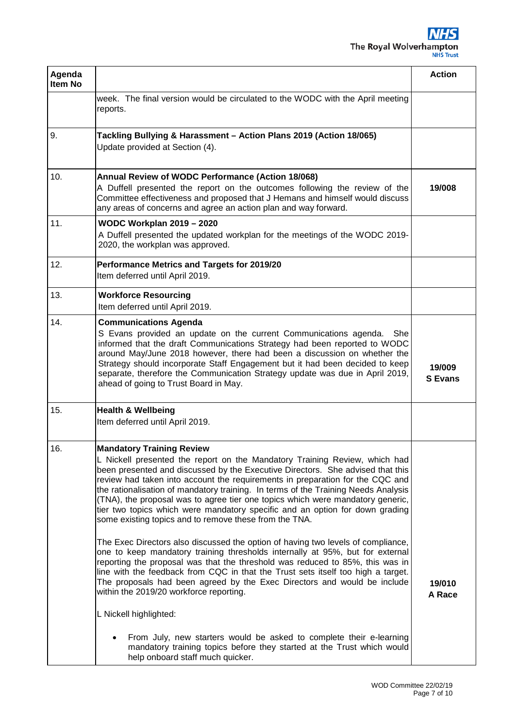| Agenda Item No | | Action |
|---|---|---|
| | week. The final version would be circulated to the WODC with the April meeting reports. | |
| 9. | **Tackling Bullying & Harassment – Action Plans 2019 (Action 18/065)**<br>Update provided at Section (4). | |
| 10. | **Annual Review of WODC Performance (Action 18/068)**<br>A Duffell presented the report on the outcomes following the review of the Committee effectiveness and proposed that J Hemans and himself would discuss any areas of concerns and agree an action plan and way forward. | **19/008** |
| 11. | **WODC Workplan 2019 – 2020**<br>A Duffell presented the updated workplan for the meetings of the WODC 2019-2020, the workplan was approved. | |
| 12. | **Performance Metrics and Targets for 2019/20**<br>Item deferred until April 2019. | |
| 13. | **Workforce Resourcing**<br>Item deferred until April 2019. | |
| 14. | **Communications Agenda**<br>S Evans provided an update on the current Communications agenda. She informed that the draft Communications Strategy had been reported to WODC around May/June 2018 however, there had been a discussion on whether the Strategy should incorporate Staff Engagement but it had been decided to keep separate, therefore the Communication Strategy update was due in April 2019, ahead of going to Trust Board in May. | **19/009**<br>**S Evans** |
| 15. | **Health & Wellbeing**<br>Item deferred until April 2019. | |
| 16. | **Mandatory Training Review**<br>L Nickell presented the report on the Mandatory Training Review, which had been presented and discussed by the Executive Directors. She advised that this review had taken into account the requirements in preparation for the CQC and the rationalisation of mandatory training. In terms of the Training Needs Analysis (TNA), the proposal was to agree tier one topics which were mandatory generic, tier two topics which were mandatory specific and an option for down grading some existing topics and to remove these from the TNA.<br><br>The Exec Directors also discussed the option of having two levels of compliance, one to keep mandatory training thresholds internally at 95%, but for external reporting the proposal was that the threshold was reduced to 85%, this was in line with the feedback from CQC in that the Trust sets itself too high a target. The proposals had been agreed by the Exec Directors and would be include within the 2019/20 workforce reporting.<br><br>L Nickell highlighted:<br><br>• From July, new starters would be asked to complete their e-learning mandatory training topics before they started at the Trust which would help onboard staff much quicker. | **19/010**<br>**A Race** |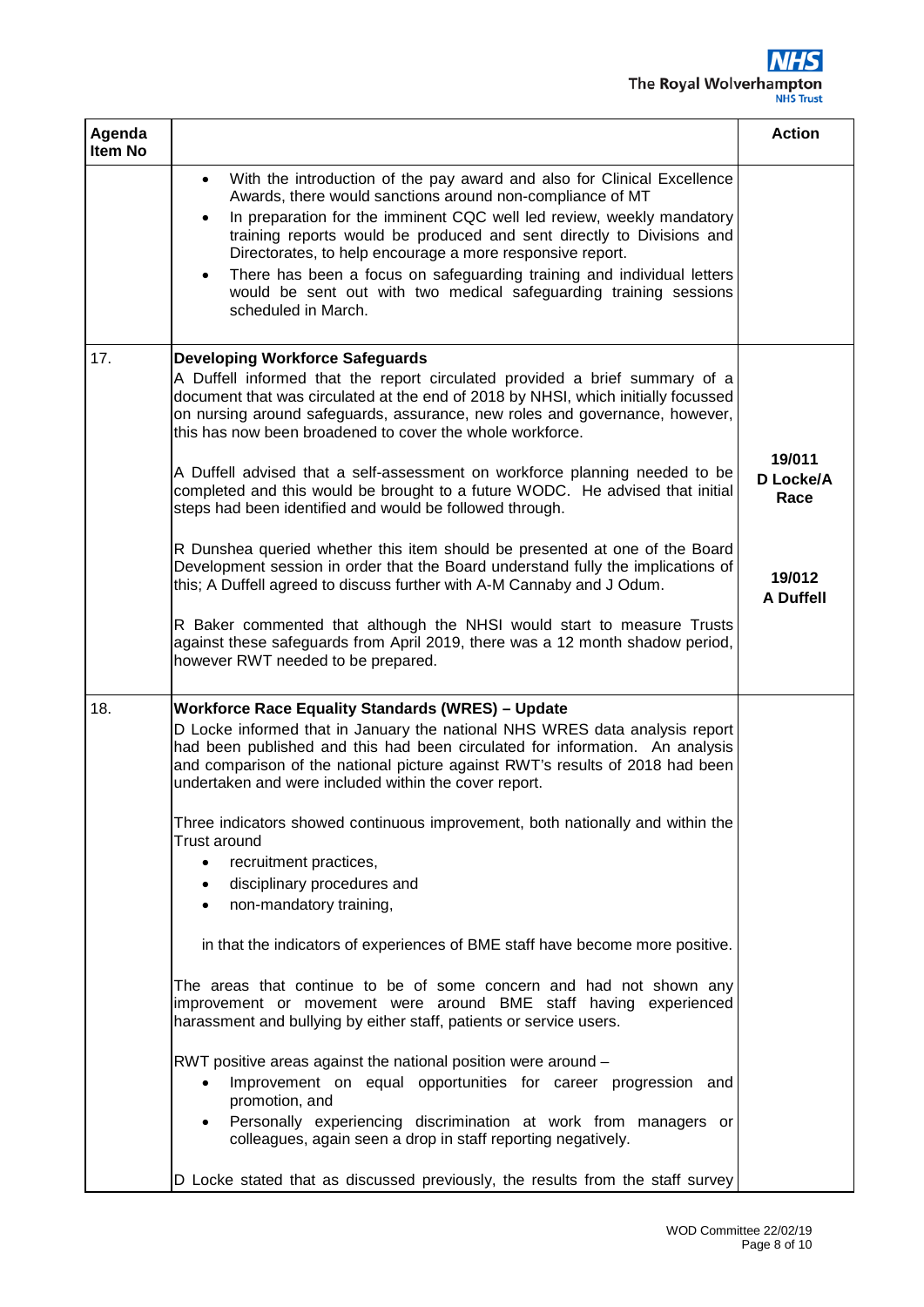| Agenda Item No | | Action |
|---|---|---|
| | • With the introduction of the pay award and also for Clinical Excellence Awards, there would sanctions around non-compliance of MT<br>• In preparation for the imminent CQC well led review, weekly mandatory training reports would be produced and sent directly to Divisions and Directorates, to help encourage a more responsive report.<br>• There has been a focus on safeguarding training and individual letters would be sent out with two medical safeguarding training sessions scheduled in March. | |
| 17. | **Developing Workforce Safeguards**<br>A Duffell informed that the report circulated provided a brief summary of a document that was circulated at the end of 2018 by NHSI, which initially focussed on nursing around safeguards, assurance, new roles and governance, however, this has now been broadened to cover the whole workforce.<br><br>A Duffell advised that a self-assessment on workforce planning needed to be completed and this would be brought to a future WODC. He advised that initial steps had been identified and would be followed through.<br><br>R Dunshea queried whether this item should be presented at one of the Board Development session in order that the Board understand fully the implications of this; A Duffell agreed to discuss further with A-M Cannaby and J Odum.<br><br>R Baker commented that although the NHSI would start to measure Trusts against these safeguards from April 2019, there was a 12 month shadow period, however RWT needed to be prepared. | **19/011 D Locke/A Race**<br><br>**19/012 A Duffell** |
| 18. | **Workforce Race Equality Standards (WRES) – Update**<br>D Locke informed that in January the national NHS WRES data analysis report had been published and this had been circulated for information. An analysis and comparison of the national picture against RWT's results of 2018 had been undertaken and were included within the cover report.<br><br>Three indicators showed continuous improvement, both nationally and within the Trust around<br>• recruitment practices,<br>• disciplinary procedures and<br>• non-mandatory training,<br><br>in that the indicators of experiences of BME staff have become more positive.<br><br>The areas that continue to be of some concern and had not shown any improvement or movement were around BME staff having experienced harassment and bullying by either staff, patients or service users.<br><br>RWT positive areas against the national position were around –<br>• Improvement on equal opportunities for career progression and promotion, and<br>• Personally experiencing discrimination at work from managers or colleagues, again seen a drop in staff reporting negatively.<br><br>D Locke stated that as discussed previously, the results from the staff survey | |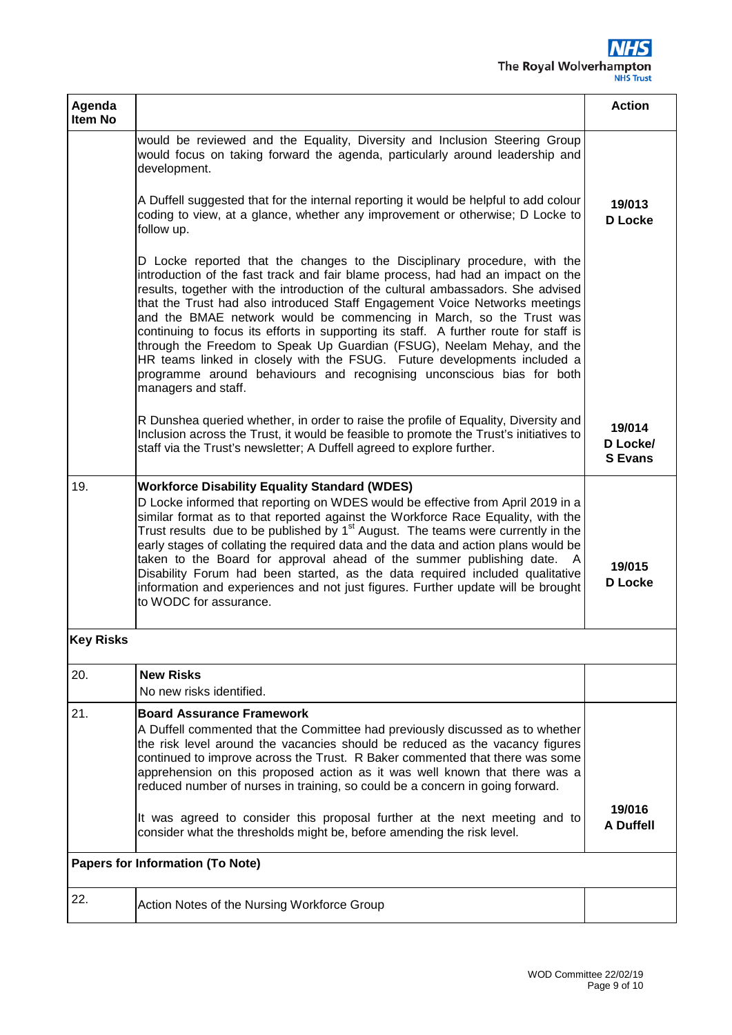| Agenda Item No | | Action |
|---|---|---|
| | would be reviewed and the Equality, Diversity and Inclusion Steering Group would focus on taking forward the agenda, particularly around leadership and development. | |
| | A Duffell suggested that for the internal reporting it would be helpful to add colour coding to view, at a glance, whether any improvement or otherwise; D Locke to follow up. | **19/013 D Locke** |
| | D Locke reported that the changes to the Disciplinary procedure, with the introduction of the fast track and fair blame process, had had an impact on the results, together with the introduction of the cultural ambassadors. She advised that the Trust had also introduced Staff Engagement Voice Networks meetings and the BMAE network would be commencing in March, so the Trust was continuing to focus its efforts in supporting its staff. A further route for staff is through the Freedom to Speak Up Guardian (FSUG), Neelam Mehay, and the HR teams linked in closely with the FSUG. Future developments included a programme around behaviours and recognising unconscious bias for both managers and staff. | |
| | R Dunshea queried whether, in order to raise the profile of Equality, Diversity and Inclusion across the Trust, it would be feasible to promote the Trust's initiatives to staff via the Trust's newsletter; A Duffell agreed to explore further. | **19/014 D Locke/ S Evans** |
| 19. | **Workforce Disability Equality Standard (WDES)**<br>D Locke informed that reporting on WDES would be effective from April 2019 in a similar format as to that reported against the Workforce Race Equality, with the Trust results due to be published by 1st August. The teams were currently in the early stages of collating the required data and the data and action plans would be taken to the Board for approval ahead of the summer publishing date. A Disability Forum had been started, as the data required included qualitative information and experiences and not just figures. Further update will be brought to WODC for assurance. | **19/015 D Locke** |
| **Key Risks** | | |
| 20. | **New Risks**<br>No new risks identified. | |
| 21. | **Board Assurance Framework**<br>A Duffell commented that the Committee had previously discussed as to whether the risk level around the vacancies should be reduced as the vacancy figures continued to improve across the Trust. R Baker commented that there was some apprehension on this proposed action as it was well known that there was a reduced number of nurses in training, so could be a concern in going forward.<br><br>It was agreed to consider this proposal further at the next meeting and to consider what the thresholds might be, before amending the risk level. | **19/016 A Duffell** |
| **Papers for Information (To Note)** | | |
| 22. | Action Notes of the Nursing Workforce Group | |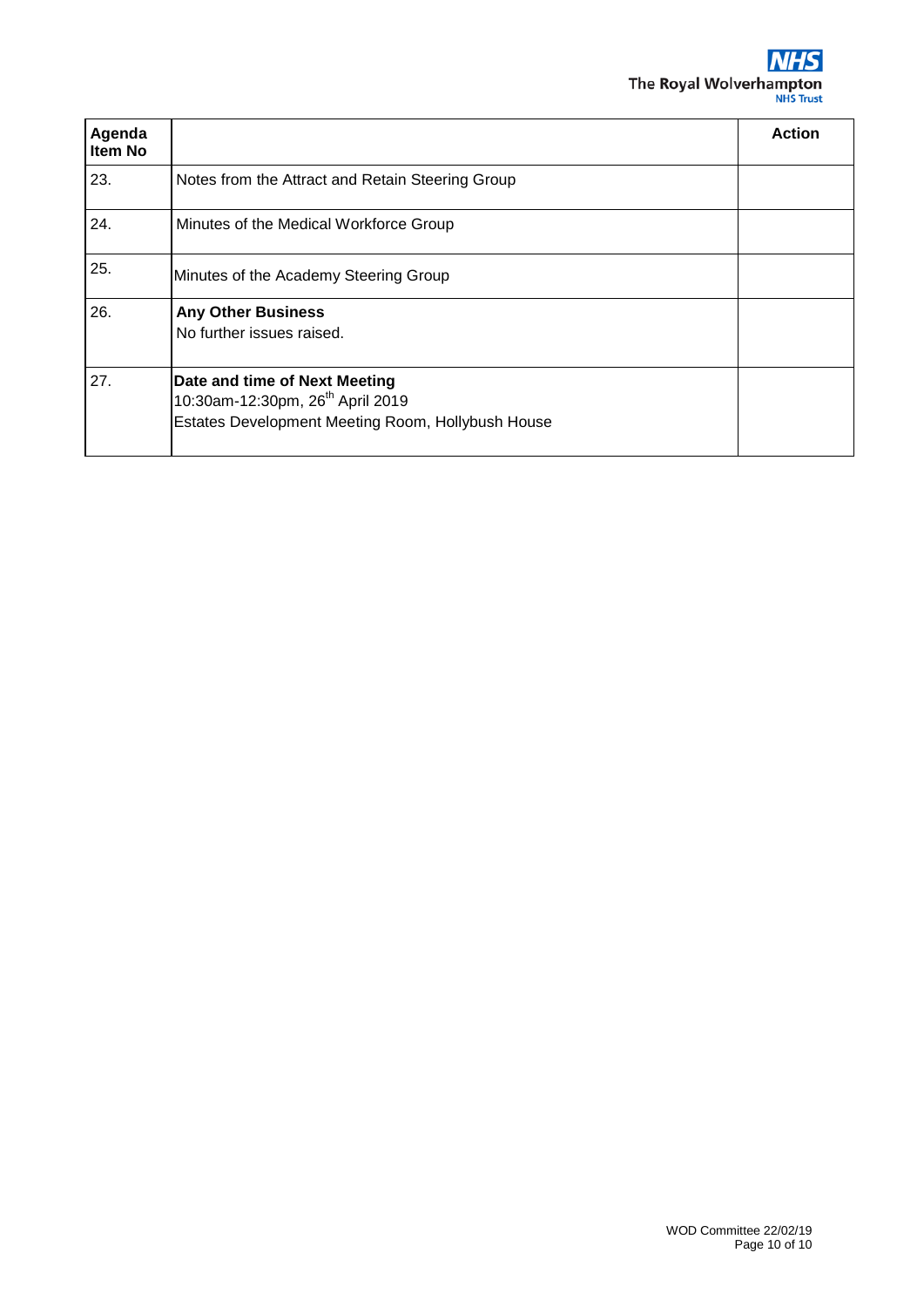| Agenda Item No | | Action |
|---|---|---|
| 23. | Notes from the Attract and Retain Steering Group | |
| 24. | Minutes of the Medical Workforce Group | |
| 25. | Minutes of the Academy Steering Group | |
| 26. | **Any Other Business**<br>No further issues raised. | |
| 27. | **Date and time of Next Meeting**<br>10:30am-12:30pm, 26th April 2019<br>Estates Development Meeting Room, Hollybush House | |